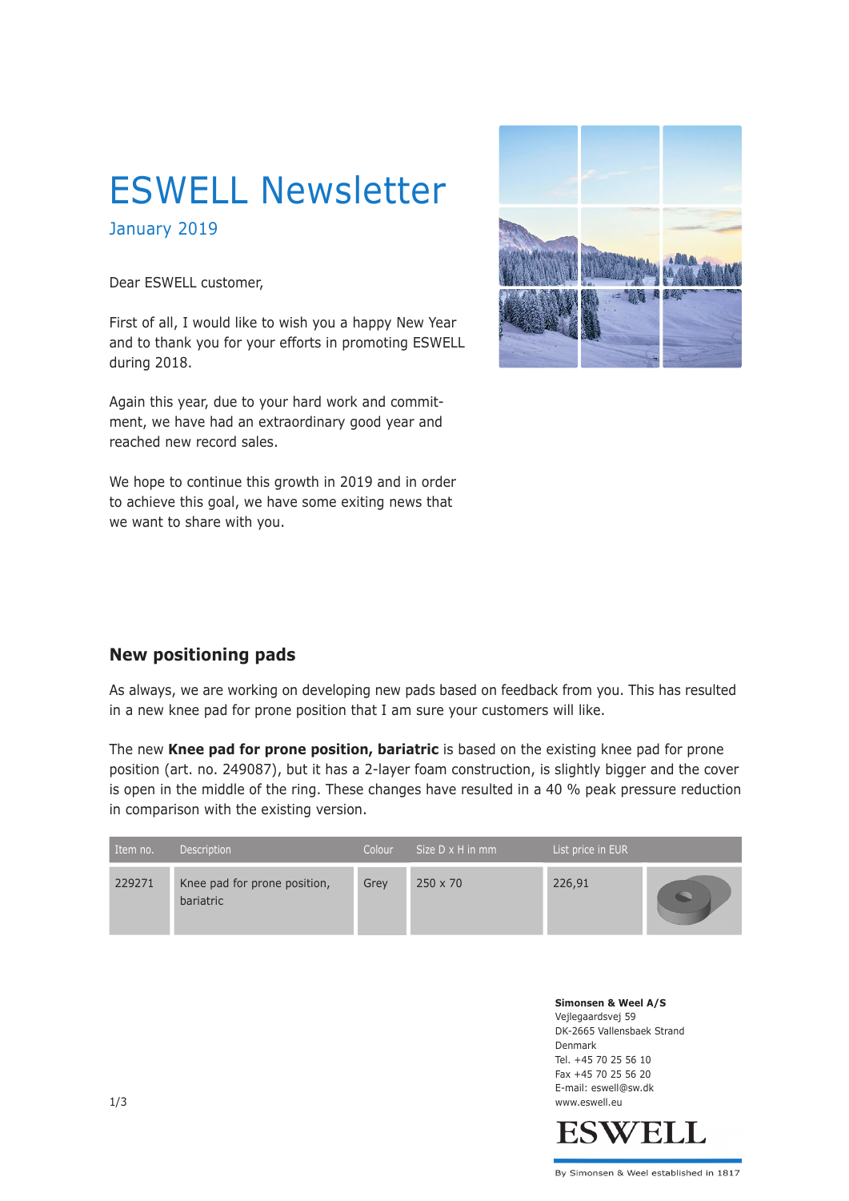# ESWELL Newsletter

## January 2019

Dear ESWELL customer,

First of all, I would like to wish you a happy New Year and to thank you for your efforts in promoting ESWELL during 2018.

Again this year, due to your hard work and commitment, we have had an extraordinary good year and reached new record sales.

We hope to continue this growth in 2019 and in order to achieve this goal, we have some exiting news that we want to share with you.

## New positioning pads

As always, we are working on developing new pads based on feedback from you. This has resulted in a new knee pad for prone position that I am sure your customers will like.

The new **Knee pad for prone position, bariatric** is based on the existing knee pad for prone position (art. no. 249087), but it has a 2-layer foam construction, is slightly bigger and the cover is open in the middle of the ring. These changes have resulted in a 40 % peak pressure reduction in comparison with the existing version.

| Item no. | Description | Colour | Size D x H in mm | List price in EUR | |
|---|---|---|---|---|---|
| 229271 | Knee pad for prone position, bariatric | Grey | 250 x 70 | 226,91 | |

**Simonsen & Weel A/S**
Vejlegaardsvej 59
DK-2665 Vallensbaek Strand
Denmark
Tel. +45 70 25 56 10
Fax +45 70 25 56 20
E-mail: eswell@sw.dk
www.eswell.eu

ESWELL
By Simonsen & Weel established in 1817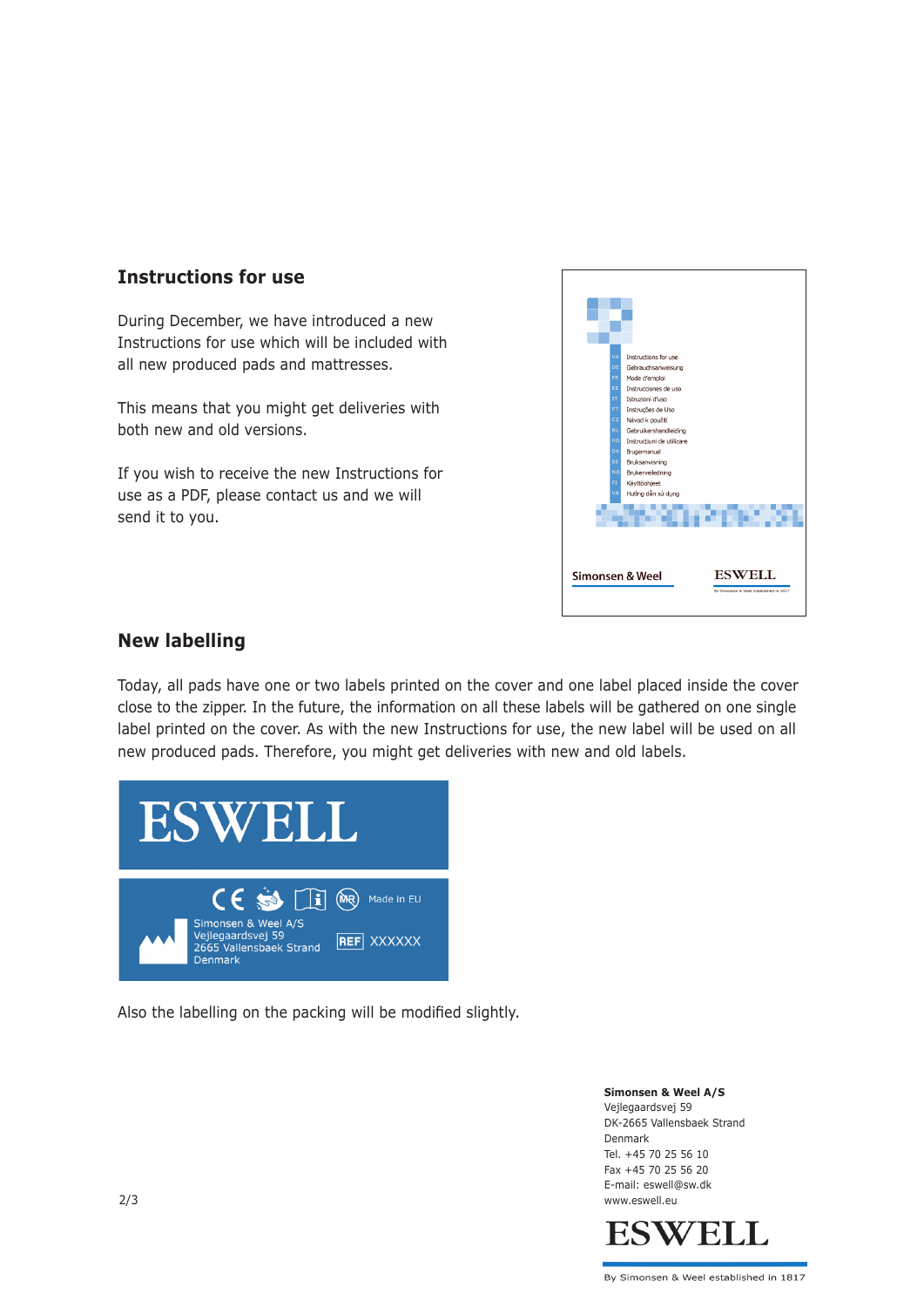## Instructions for use

During December, we have introduced a new Instructions for use which will be included with all new produced pads and mattresses.

This means that you might get deliveries with both new and old versions.

If you wish to receive the new Instructions for use as a PDF, please contact us and we will send it to you.

## New labelling

Today, all pads have one or two labels printed on the cover and one label placed inside the cover close to the zipper. In the future, the information on all these labels will be gathered on one single label printed on the cover. As with the new Instructions for use, the new label will be used on all new produced pads. Therefore, you might get deliveries with new and old labels.

Also the labelling on the packing will be modified slightly.

**Simonsen & Weel A/S**
Vejlegaardsvej 59
DK-2665 Vallensbaek Strand
Denmark
Tel. +45 70 25 56 10
Fax +45 70 25 56 20
E-mail: eswell@sw.dk
www.eswell.eu

ESWELL
By Simonsen & Weel established in 1817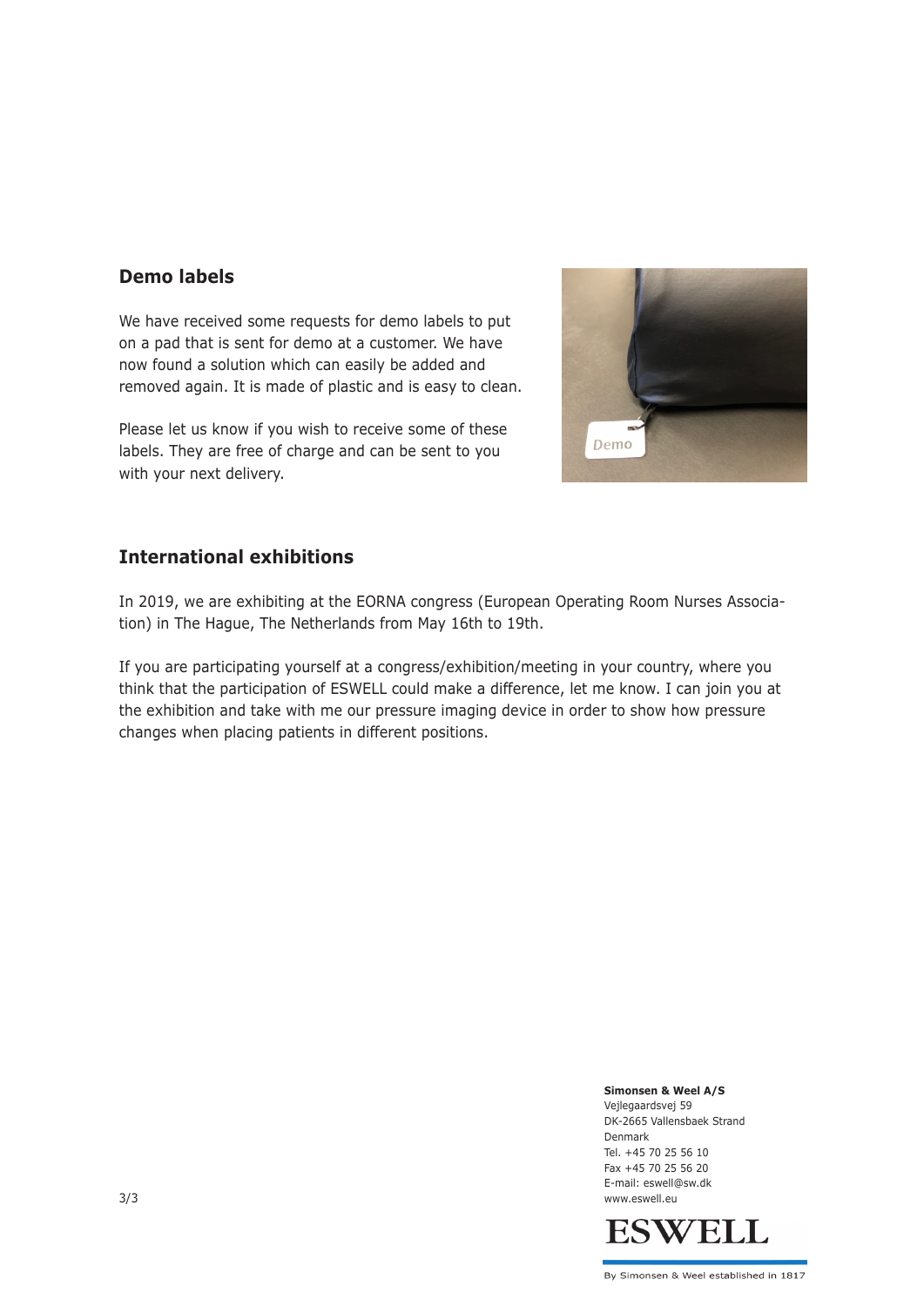## Demo labels

We have received some requests for demo labels to put on a pad that is sent for demo at a customer. We have now found a solution which can easily be added and removed again. It is made of plastic and is easy to clean.

Please let us know if you wish to receive some of these labels. They are free of charge and can be sent to you with your next delivery.

## International exhibitions

In 2019, we are exhibiting at the EORNA congress (European Operating Room Nurses Association) in The Hague, The Netherlands from May 16th to 19th.

If you are participating yourself at a congress/exhibition/meeting in your country, where you think that the participation of ESWELL could make a difference, let me know. I can join you at the exhibition and take with me our pressure imaging device in order to show how pressure changes when placing patients in different positions.

**Simonsen & Weel A/S**
Vejlegaardsvej 59
DK-2665 Vallensbaek Strand
Denmark
Tel. +45 70 25 56 10
Fax +45 70 25 56 20
E-mail: eswell@sw.dk
www.eswell.eu

ESWELL

By Simonsen & Weel established in 1817